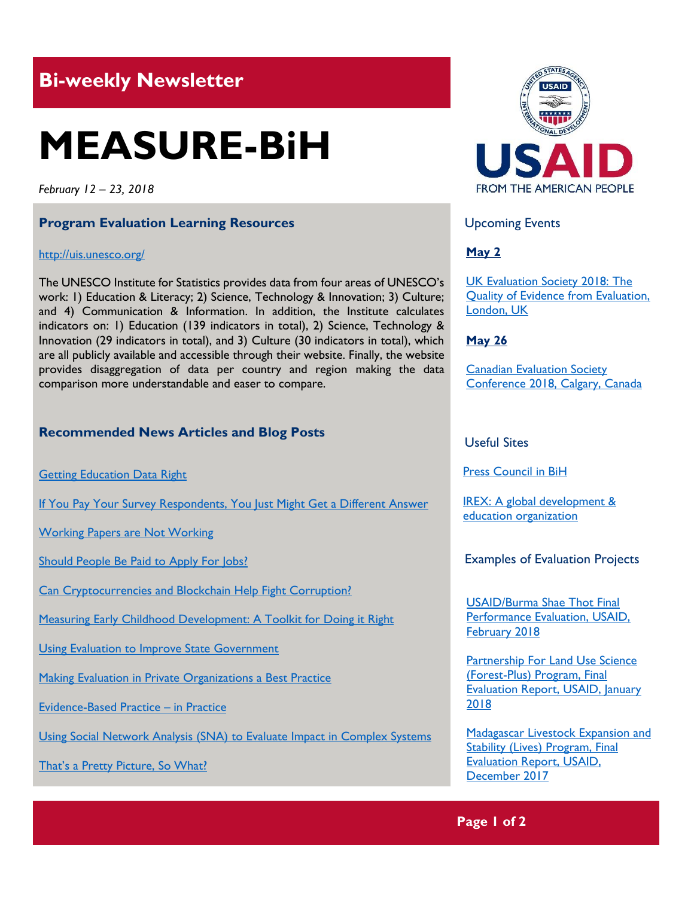## Bi-weekly Newsletter

# MEASURE-BiH

*February 12 – 23, 2018*

### Program Evaluation Learning Resources

http://uis.unesco.org/

The UNESCO Institute for Statistics provides data from four areas of UNESCO's work: 1) Education & Literacy; 2) Science, Technology & Innovation; 3) Culture; and 4) Communication & Information. In addition, the Institute calculates indicators on: 1) Education (139 indicators in total), 2) Science, Technology & Innovation (29 indicators in total), and 3) Culture (30 indicators in total), which are all publicly available and accessible through their website. Finally, the website provides disaggregation of data per country and region making the data comparison more understandable and easer to compare.

### Recommended News Articles and Blog Posts

Getting Education Data Right

If You Pay Your Survey Respondents, You Just Might Get a Different Answer

Working Papers are Not Working

Should People Be Paid to Apply For Jobs?

Can Cryptocurrencies and Blockchain Help Fight Corruption?

Measuring Early Childhood Development: A Toolkit for Doing it Right

Using Evaluation to Improve State Government

Making Evaluation in Private Organizations a Best Practice

Evidence-Based Practice – in Practice

Using Social Network Analysis (SNA) to Evaluate Impact in Complex Systems

That's a Pretty Picture, So What?

USAID
FROM THE AMERICAN PEOPLE

### Upcoming Events

**May 2**

UK Evaluation Society 2018: The Quality of Evidence from Evaluation, London, UK

**May 26**

Canadian Evaluation Society Conference 2018, Calgary, Canada

### Useful Sites

Press Council in BiH

IREX: A global development & education organization

### Examples of Evaluation Projects

USAID/Burma Shae Thot Final Performance Evaluation, USAID, February 2018

Partnership For Land Use Science (Forest-Plus) Program, Final Evaluation Report, USAID, January 2018

Madagascar Livestock Expansion and Stability (Lives) Program, Final Evaluation Report, USAID, December 2017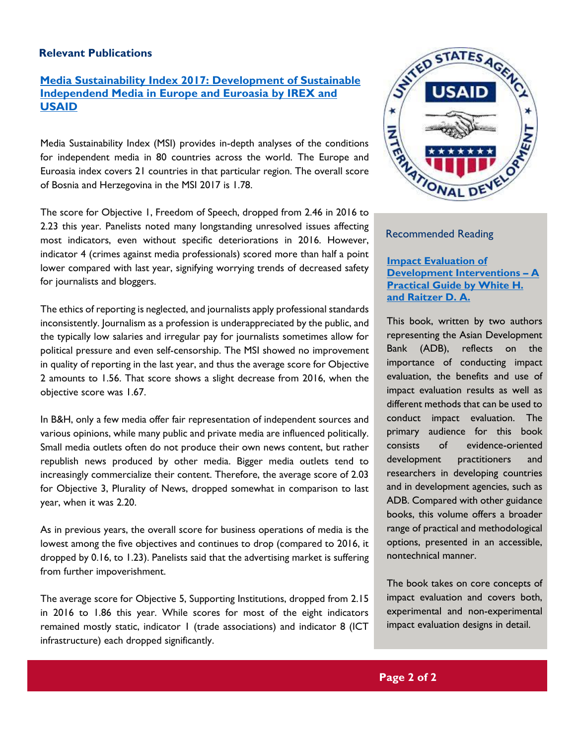## Relevant Publications

### [Media Sustainability Index 2017: Development of Sustainable Independend Media in Europe and Euroasia by IREX and USAID]

Media Sustainability Index (MSI) provides in-depth analyses of the conditions for independent media in 80 countries across the world. The Europe and Euroasia index covers 21 countries in that particular region. The overall score of Bosnia and Herzegovina in the MSI 2017 is 1.78.

The score for Objective 1, Freedom of Speech, dropped from 2.46 in 2016 to 2.23 this year. Panelists noted many longstanding unresolved issues affecting most indicators, even without specific deteriorations in 2016. However, indicator 4 (crimes against media professionals) scored more than half a point lower compared with last year, signifying worrying trends of decreased safety for journalists and bloggers.

The ethics of reporting is neglected, and journalists apply professional standards inconsistently. Journalism as a profession is underappreciated by the public, and the typically low salaries and irregular pay for journalists sometimes allow for political pressure and even self-censorship. The MSI showed no improvement in quality of reporting in the last year, and thus the average score for Objective 2 amounts to 1.56. That score shows a slight decrease from 2016, when the objective score was 1.67.

In B&H, only a few media offer fair representation of independent sources and various opinions, while many public and private media are influenced politically. Small media outlets often do not produce their own news content, but rather republish news produced by other media. Bigger media outlets tend to increasingly commercialize their content. Therefore, the average score of 2.03 for Objective 3, Plurality of News, dropped somewhat in comparison to last year, when it was 2.20.

As in previous years, the overall score for business operations of media is the lowest among the five objectives and continues to drop (compared to 2016, it dropped by 0.16, to 1.23). Panelists said that the advertising market is suffering from further impoverishment.

The average score for Objective 5, Supporting Institutions, dropped from 2.15 in 2016 to 1.86 this year. While scores for most of the eight indicators remained mostly static, indicator 1 (trade associations) and indicator 8 (ICT infrastructure) each dropped significantly.

## Recommended Reading

### [Impact Evaluation of Development Interventions – A Practical Guide by White H. and Raitzer D. A.]

This book, written by two authors representing the Asian Development Bank (ADB), reflects on the importance of conducting impact evaluation, the benefits and use of impact evaluation results as well as different methods that can be used to conduct impact evaluation. The primary audience for this book consists of evidence-oriented development practitioners and researchers in developing countries and in development agencies, such as ADB. Compared with other guidance books, this volume offers a broader range of practical and methodological options, presented in an accessible, nontechnical manner.

The book takes on core concepts of impact evaluation and covers both, experimental and non-experimental impact evaluation designs in detail.